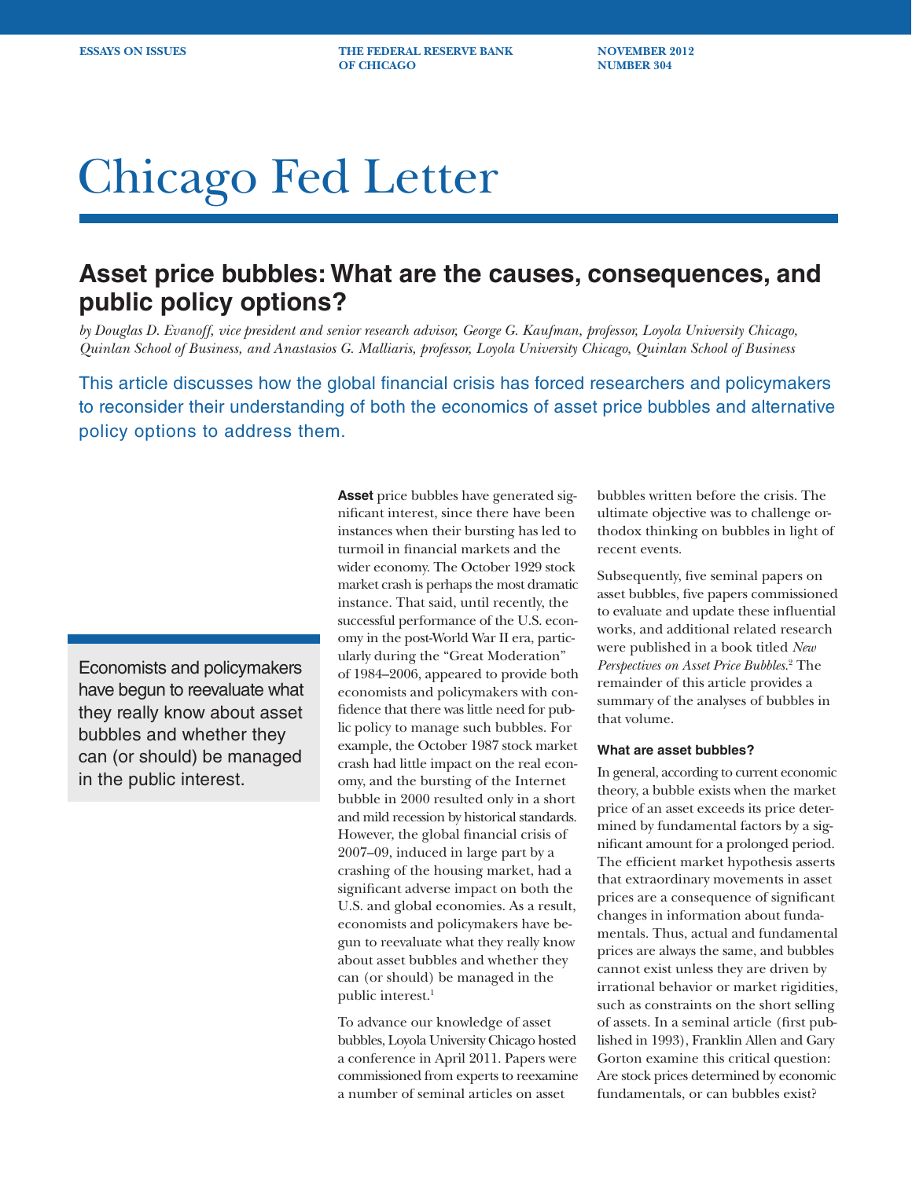Essays on Issues — The Federal Reserve Bank of Chicago — November 2012, Number 304

# Chicago Fed Letter

## Asset price bubbles: What are the causes, consequences, and public policy options?

*by Douglas D. Evanoff, vice president and senior research advisor, George G. Kaufman, professor, Loyola University Chicago, Quinlan School of Business, and Anastasios G. Malliaris, professor, Loyola University Chicago, Quinlan School of Business*

This article discusses how the global financial crisis has forced researchers and policymakers to reconsider their understanding of both the economics of asset price bubbles and alternative policy options to address them.

> Economists and policymakers have begun to reevaluate what they really know about asset bubbles and whether they can (or should) be managed in the public interest.

**Asset** price bubbles have generated significant interest, since there have been instances when their bursting has led to turmoil in financial markets and the wider economy. The October 1929 stock market crash is perhaps the most dramatic instance. That said, until recently, the successful performance of the U.S. economy in the post-World War II era, particularly during the "Great Moderation" of 1984–2006, appeared to provide both economists and policymakers with confidence that there was little need for public policy to manage such bubbles. For example, the October 1987 stock market crash had little impact on the real economy, and the bursting of the Internet bubble in 2000 resulted only in a short and mild recession by historical standards. However, the global financial crisis of 2007–09, induced in large part by a crashing of the housing market, had a significant adverse impact on both the U.S. and global economies. As a result, economists and policymakers have begun to reevaluate what they really know about asset bubbles and whether they can (or should) be managed in the public interest.[1]

To advance our knowledge of asset bubbles, Loyola University Chicago hosted a conference in April 2011. Papers were commissioned from experts to reexamine a number of seminal articles on asset bubbles written before the crisis. The ultimate objective was to challenge orthodox thinking on bubbles in light of recent events.

Subsequently, five seminal papers on asset bubbles, five papers commissioned to evaluate and update these influential works, and additional related research were published in a book titled *New Perspectives on Asset Price Bubbles*.[2] The remainder of this article provides a summary of the analyses of bubbles in that volume.

#### What are asset bubbles?

In general, according to current economic theory, a bubble exists when the market price of an asset exceeds its price determined by fundamental factors by a significant amount for a prolonged period. The efficient market hypothesis asserts that extraordinary movements in asset prices are a consequence of significant changes in information about fundamentals. Thus, actual and fundamental prices are always the same, and bubbles cannot exist unless they are driven by irrational behavior or market rigidities, such as constraints on the short selling of assets. In a seminal article (first published in 1993), Franklin Allen and Gary Gorton examine this critical question: Are stock prices determined by economic fundamentals, or can bubbles exist?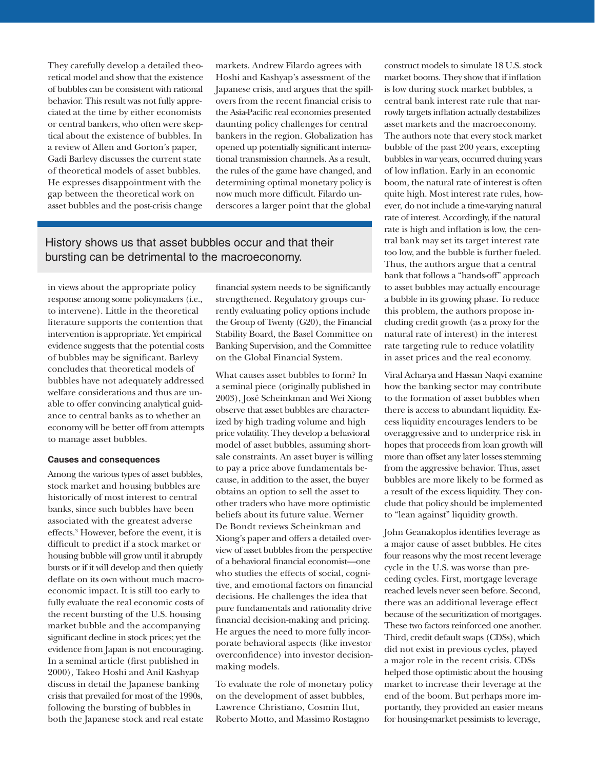They carefully develop a detailed theoretical model and show that the existence of bubbles can be consistent with rational behavior. This result was not fully appreciated at the time by either economists or central bankers, who often were skeptical about the existence of bubbles. In a review of Allen and Gorton's paper, Gadi Barlevy discusses the current state of theoretical models of asset bubbles. He expresses disappointment with the gap between the theoretical work on asset bubbles and the post-crisis change in views about the appropriate policy response among some policymakers (i.e., to intervene). Little in the theoretical literature supports the contention that intervention is appropriate. Yet empirical evidence suggests that the potential costs of bubbles may be significant. Barlevy concludes that theoretical models of bubbles have not adequately addressed welfare considerations and thus are unable to offer convincing analytical guidance to central banks as to whether an economy will be better off from attempts to manage asset bubbles.

> History shows us that asset bubbles occur and that their bursting can be detrimental to the macroeconomy.

#### Causes and consequences

Among the various types of asset bubbles, stock market and housing bubbles are historically of most interest to central banks, since such bubbles have been associated with the greatest adverse effects.[3] However, before the event, it is difficult to predict if a stock market or housing bubble will grow until it abruptly bursts or if it will develop and then quietly deflate on its own without much macroeconomic impact. It is still too early to fully evaluate the real economic costs of the recent bursting of the U.S. housing market bubble and the accompanying significant decline in stock prices; yet the evidence from Japan is not encouraging. In a seminal article (first published in 2000), Takeo Hoshi and Anil Kashyap discuss in detail the Japanese banking crisis that prevailed for most of the 1990s, following the bursting of bubbles in both the Japanese stock and real estate markets. Andrew Filardo agrees with Hoshi and Kashyap's assessment of the Japanese crisis, and argues that the spillovers from the recent financial crisis to the Asia-Pacific real economies presented daunting policy challenges for central bankers in the region. Globalization has opened up potentially significant international transmission channels. As a result, the rules of the game have changed, and determining optimal monetary policy is now much more difficult. Filardo underscores a larger point that the global financial system needs to be significantly strengthened. Regulatory groups currently evaluating policy options include the Group of Twenty (G20), the Financial Stability Board, the Basel Committee on Banking Supervision, and the Committee on the Global Financial System.

What causes asset bubbles to form? In a seminal piece (originally published in 2003), José Scheinkman and Wei Xiong observe that asset bubbles are characterized by high trading volume and high price volatility. They develop a behavioral model of asset bubbles, assuming short-sale constraints. An asset buyer is willing to pay a price above fundamentals because, in addition to the asset, the buyer obtains an option to sell the asset to other traders who have more optimistic beliefs about its future value. Werner De Bondt reviews Scheinkman and Xiong's paper and offers a detailed overview of asset bubbles from the perspective of a behavioral financial economist—one who studies the effects of social, cognitive, and emotional factors on financial decisions. He challenges the idea that pure fundamentals and rationality drive financial decision-making and pricing. He argues the need to more fully incorporate behavioral aspects (like investor overconfidence) into investor decision-making models.

To evaluate the role of monetary policy on the development of asset bubbles, Lawrence Christiano, Cosmin Ilut, Roberto Motto, and Massimo Rostagno construct models to simulate 18 U.S. stock market booms. They show that if inflation is low during stock market bubbles, a central bank interest rate rule that narrowly targets inflation actually destabilizes asset markets and the macroeconomy. The authors note that every stock market bubble of the past 200 years, excepting bubbles in war years, occurred during years of low inflation. Early in an economic boom, the natural rate of interest is often quite high. Most interest rate rules, however, do not include a time-varying natural rate of interest. Accordingly, if the natural rate is high and inflation is low, the central bank may set its target interest rate too low, and the bubble is further fueled. Thus, the authors argue that a central bank that follows a "hands-off" approach to asset bubbles may actually encourage a bubble in its growing phase. To reduce this problem, the authors propose including credit growth (as a proxy for the natural rate of interest) in the interest rate targeting rule to reduce volatility in asset prices and the real economy.

Viral Acharya and Hassan Naqvi examine how the banking sector may contribute to the formation of asset bubbles when there is access to abundant liquidity. Excess liquidity encourages lenders to be overaggressive and to underprice risk in hopes that proceeds from loan growth will more than offset any later losses stemming from the aggressive behavior. Thus, asset bubbles are more likely to be formed as a result of the excess liquidity. They conclude that policy should be implemented to "lean against" liquidity growth.

John Geanakoplos identifies leverage as a major cause of asset bubbles. He cites four reasons why the most recent leverage cycle in the U.S. was worse than preceding cycles. First, mortgage leverage reached levels never seen before. Second, there was an additional leverage effect because of the securitization of mortgages. These two factors reinforced one another. Third, credit default swaps (CDSs), which did not exist in previous cycles, played a major role in the recent crisis. CDSs helped those optimistic about the housing market to increase their leverage at the end of the boom. But perhaps more importantly, they provided an easier means for housing-market pessimists to leverage,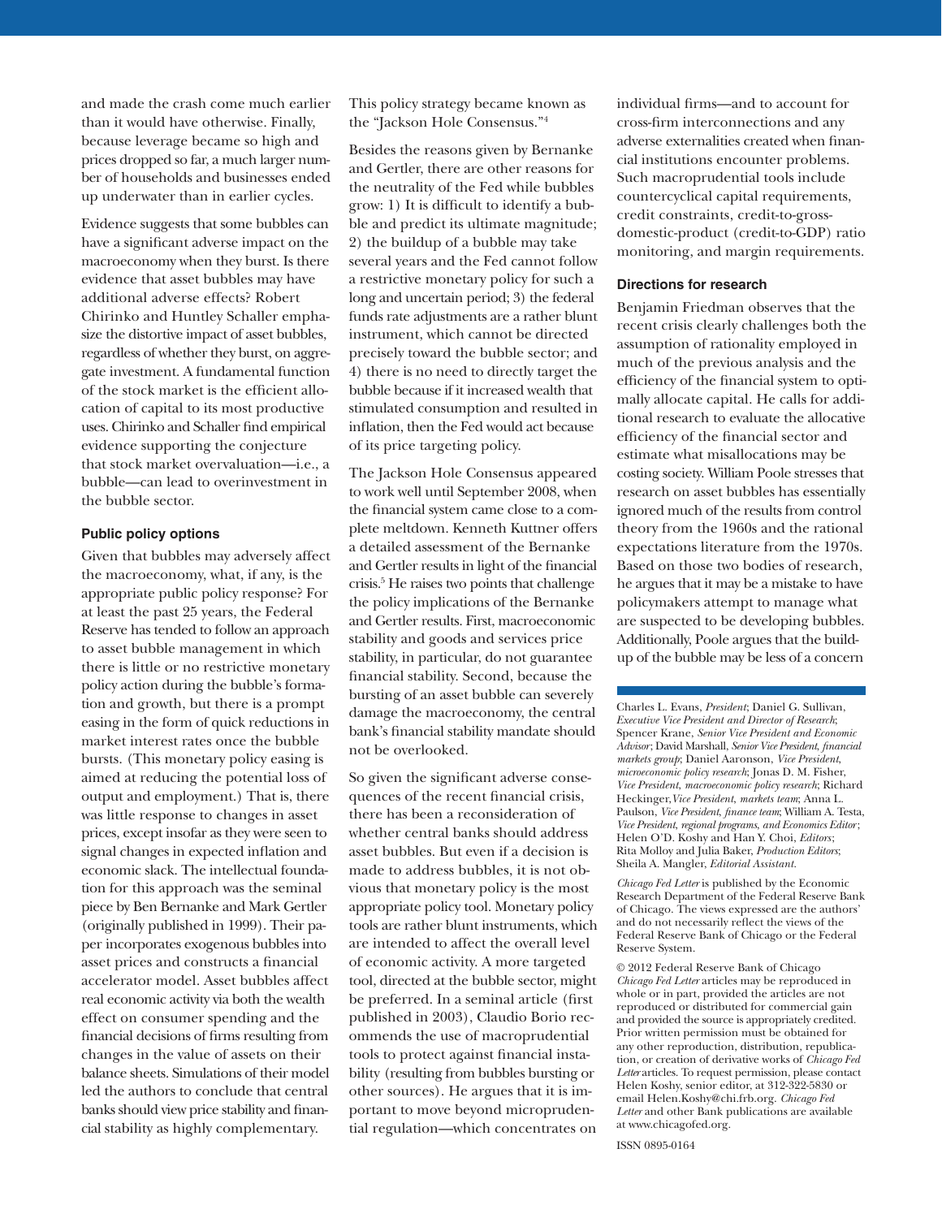and made the crash come much earlier than it would have otherwise. Finally, because leverage became so high and prices dropped so far, a much larger number of households and businesses ended up underwater than in earlier cycles.

Evidence suggests that some bubbles can have a significant adverse impact on the macroeconomy when they burst. Is there evidence that asset bubbles may have additional adverse effects? Robert Chirinko and Huntley Schaller emphasize the distortive impact of asset bubbles, regardless of whether they burst, on aggregate investment. A fundamental function of the stock market is the efficient allocation of capital to its most productive uses. Chirinko and Schaller find empirical evidence supporting the conjecture that stock market overvaluation—i.e., a bubble—can lead to overinvestment in the bubble sector.

### Public policy options

Given that bubbles may adversely affect the macroeconomy, what, if any, is the appropriate public policy response? For at least the past 25 years, the Federal Reserve has tended to follow an approach to asset bubble management in which there is little or no restrictive monetary policy action during the bubble's formation and growth, but there is a prompt easing in the form of quick reductions in market interest rates once the bubble bursts. (This monetary policy easing is aimed at reducing the potential loss of output and employment.) That is, there was little response to changes in asset prices, except insofar as they were seen to signal changes in expected inflation and economic slack. The intellectual foundation for this approach was the seminal piece by Ben Bernanke and Mark Gertler (originally published in 1999). Their paper incorporates exogenous bubbles into asset prices and constructs a financial accelerator model. Asset bubbles affect real economic activity via both the wealth effect on consumer spending and the financial decisions of firms resulting from changes in the value of assets on their balance sheets. Simulations of their model led the authors to conclude that central banks should view price stability and financial stability as highly complementary. This policy strategy became known as the "Jackson Hole Consensus."[4]

Besides the reasons given by Bernanke and Gertler, there are other reasons for the neutrality of the Fed while bubbles grow: 1) It is difficult to identify a bubble and predict its ultimate magnitude; 2) the buildup of a bubble may take several years and the Fed cannot follow a restrictive monetary policy for such a long and uncertain period; 3) the federal funds rate adjustments are a rather blunt instrument, which cannot be directed precisely toward the bubble sector; and 4) there is no need to directly target the bubble because if it increased wealth that stimulated consumption and resulted in inflation, then the Fed would act because of its price targeting policy.

The Jackson Hole Consensus appeared to work well until September 2008, when the financial system came close to a complete meltdown. Kenneth Kuttner offers a detailed assessment of the Bernanke and Gertler results in light of the financial crisis.[5] He raises two points that challenge the policy implications of the Bernanke and Gertler results. First, macroeconomic stability and goods and services price stability, in particular, do not guarantee financial stability. Second, because the bursting of an asset bubble can severely damage the macroeconomy, the central bank's financial stability mandate should not be overlooked.

So given the significant adverse consequences of the recent financial crisis, there has been a reconsideration of whether central banks should address asset bubbles. But even if a decision is made to address bubbles, it is not obvious that monetary policy is the most appropriate policy tool. Monetary policy tools are rather blunt instruments, which are intended to affect the overall level of economic activity. A more targeted tool, directed at the bubble sector, might be preferred. In a seminal article (first published in 2003), Claudio Borio recommends the use of macroprudential tools to protect against financial instability (resulting from bubbles bursting or other sources). He argues that it is important to move beyond microprudential regulation—which concentrates on individual firms—and to account for cross-firm interconnections and any adverse externalities created when financial institutions encounter problems. Such macroprudential tools include countercyclical capital requirements, credit constraints, credit-to-gross-domestic-product (credit-to-GDP) ratio monitoring, and margin requirements.

### Directions for research

Benjamin Friedman observes that the recent crisis clearly challenges both the assumption of rationality employed in much of the previous analysis and the efficiency of the financial system to optimally allocate capital. He calls for additional research to evaluate the allocative efficiency of the financial sector and estimate what misallocations may be costing society. William Poole stresses that research on asset bubbles has essentially ignored much of the results from control theory from the 1960s and the rational expectations literature from the 1970s. Based on those two bodies of research, he argues that it may be a mistake to have policymakers attempt to manage what are suspected to be developing bubbles. Additionally, Poole argues that the buildup of the bubble may be less of a concern

---

Charles L. Evans, *President*; Daniel G. Sullivan, *Executive Vice President and Director of Research*; Spencer Krane, *Senior Vice President and Economic Advisor*; David Marshall, *Senior Vice President, financial markets group*; Daniel Aaronson, *Vice President, microeconomic policy research*; Jonas D. M. Fisher, *Vice President, macroeconomic policy research*; Richard Heckinger, *Vice President, markets team*; Anna L. Paulson, *Vice President, finance team*; William A. Testa, *Vice President, regional programs, and Economics Editor*; Helen O'D. Koshy and Han Y. Choi, *Editors*; Rita Molloy and Julia Baker, *Production Editors*; Sheila A. Mangler, *Editorial Assistant.*

*Chicago Fed Letter* is published by the Economic Research Department of the Federal Reserve Bank of Chicago. The views expressed are the authors' and do not necessarily reflect the views of the Federal Reserve Bank of Chicago or the Federal Reserve System.

© 2012 Federal Reserve Bank of Chicago
*Chicago Fed Letter* articles may be reproduced in whole or in part, provided the articles are not reproduced or distributed for commercial gain and provided the source is appropriately credited. Prior written permission must be obtained for any other reproduction, distribution, republication, or creation of derivative works of *Chicago Fed Letter* articles. To request permission, please contact Helen Koshy, senior editor, at 312-322-5830 or email Helen.Koshy@chi.frb.org. *Chicago Fed Letter* and other Bank publications are available at www.chicagofed.org.

ISSN 0895-0164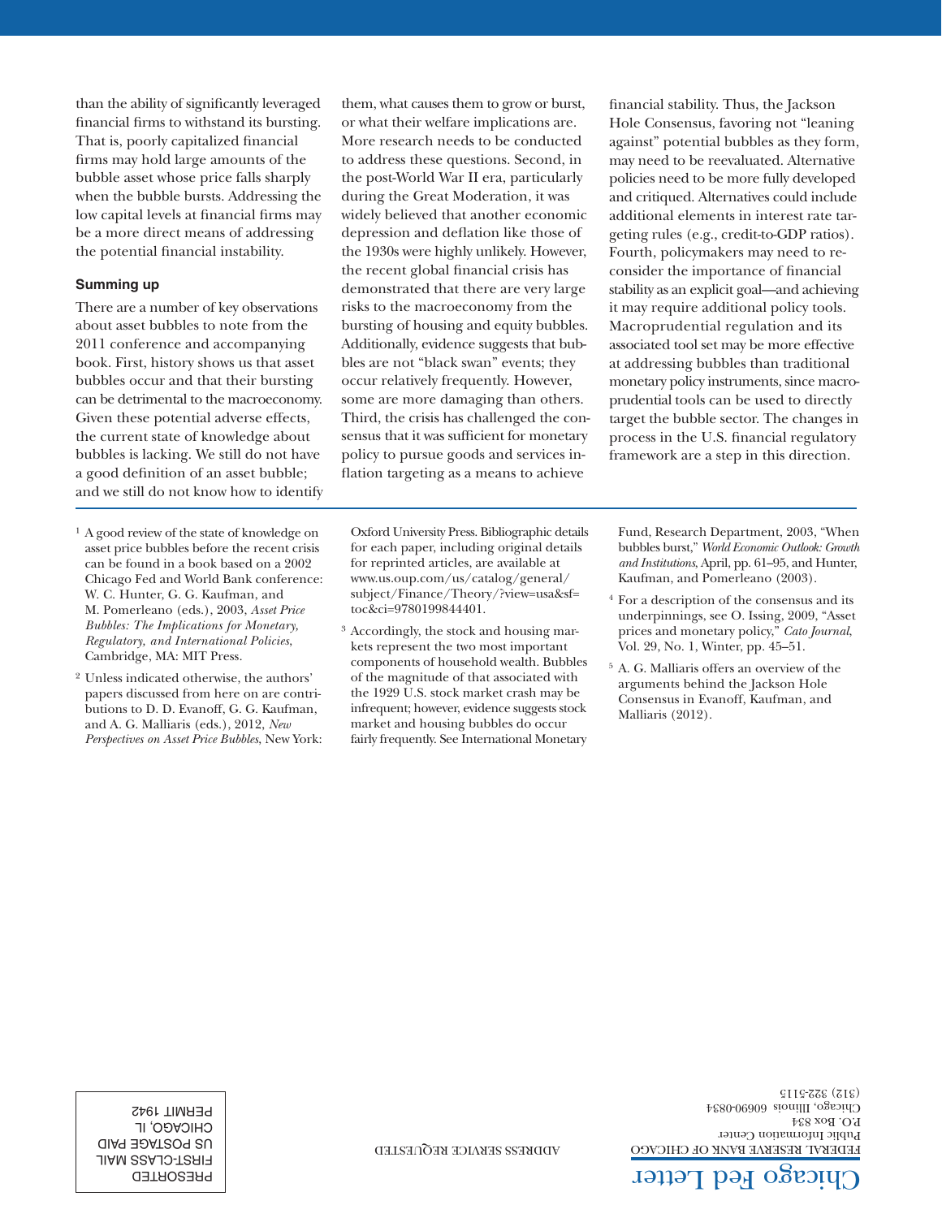than the ability of significantly leveraged financial firms to withstand its bursting. That is, poorly capitalized financial firms may hold large amounts of the bubble asset whose price falls sharply when the bubble bursts. Addressing the low capital levels at financial firms may be a more direct means of addressing the potential financial instability.

### Summing up

There are a number of key observations about asset bubbles to note from the 2011 conference and accompanying book. First, history shows us that asset bubbles occur and that their bursting can be detrimental to the macroeconomy. Given these potential adverse effects, the current state of knowledge about bubbles is lacking. We still do not have a good definition of an asset bubble; and we still do not know how to identify them, what causes them to grow or burst, or what their welfare implications are. More research needs to be conducted to address these questions. Second, in the post-World War II era, particularly during the Great Moderation, it was widely believed that another economic depression and deflation like those of the 1930s were highly unlikely. However, the recent global financial crisis has demonstrated that there are very large risks to the macroeconomy from the bursting of housing and equity bubbles. Additionally, evidence suggests that bubbles are not "black swan" events; they occur relatively frequently. However, some are more damaging than others. Third, the crisis has challenged the consensus that it was sufficient for monetary policy to pursue goods and services inflation targeting as a means to achieve financial stability. Thus, the Jackson Hole Consensus, favoring not "leaning against" potential bubbles as they form, may need to be reevaluated. Alternative policies need to be more fully developed and critiqued. Alternatives could include additional elements in interest rate targeting rules (e.g., credit-to-GDP ratios). Fourth, policymakers may need to reconsider the importance of financial stability as an explicit goal—and achieving it may require additional policy tools. Macroprudential regulation and its associated tool set may be more effective at addressing bubbles than traditional monetary policy instruments, since macroprudential tools can be used to directly target the bubble sector. The changes in process in the U.S. financial regulatory framework are a step in this direction.

---

[1] A good review of the state of knowledge on asset price bubbles before the recent crisis can be found in a book based on a 2002 Chicago Fed and World Bank conference: W. C. Hunter, G. G. Kaufman, and M. Pomerleano (eds.), 2003, *Asset Price Bubbles: The Implications for Monetary, Regulatory, and International Policies*, Cambridge, MA: MIT Press.

[2] Unless indicated otherwise, the authors' papers discussed from here on are contributions to D. D. Evanoff, G. G. Kaufman, and A. G. Malliaris (eds.), 2012, *New Perspectives on Asset Price Bubbles*, New York: Oxford University Press. Bibliographic details for each paper, including original details for reprinted articles, are available at www.us.oup.com/us/catalog/general/subject/Finance/Theory/?view=usa&sf=toc&ci=9780199844401.

[3] Accordingly, the stock and housing markets represent the two most important components of household wealth. Bubbles of the magnitude of that associated with the 1929 U.S. stock market crash may be infrequent; however, evidence suggests stock market and housing bubbles do occur fairly frequently. See International Monetary Fund, Research Department, 2003, "When bubbles burst," *World Economic Outlook: Growth and Institutions*, April, pp. 61–95, and Hunter, Kaufman, and Pomerleano (2003).

[4] For a description of the consensus and its underpinnings, see O. Issing, 2009, "Asset prices and monetary policy," *Cato Journal*, Vol. 29, No. 1, Winter, pp. 45–51.

[5] A. G. Malliaris offers an overview of the arguments behind the Jackson Hole Consensus in Evanoff, Kaufman, and Malliaris (2012).

Chicago Fed Letter

FEDERAL RESERVE BANK OF CHICAGO
Public Information Center
P.O. Box 834
Chicago, Illinois 60690-0834
(312) 322-5115

ADDRESS SERVICE REQUESTED

PRESORTED
FIRST-CLASS MAIL
US POSTAGE PAID
CHICAGO, IL
PERMIT 1942